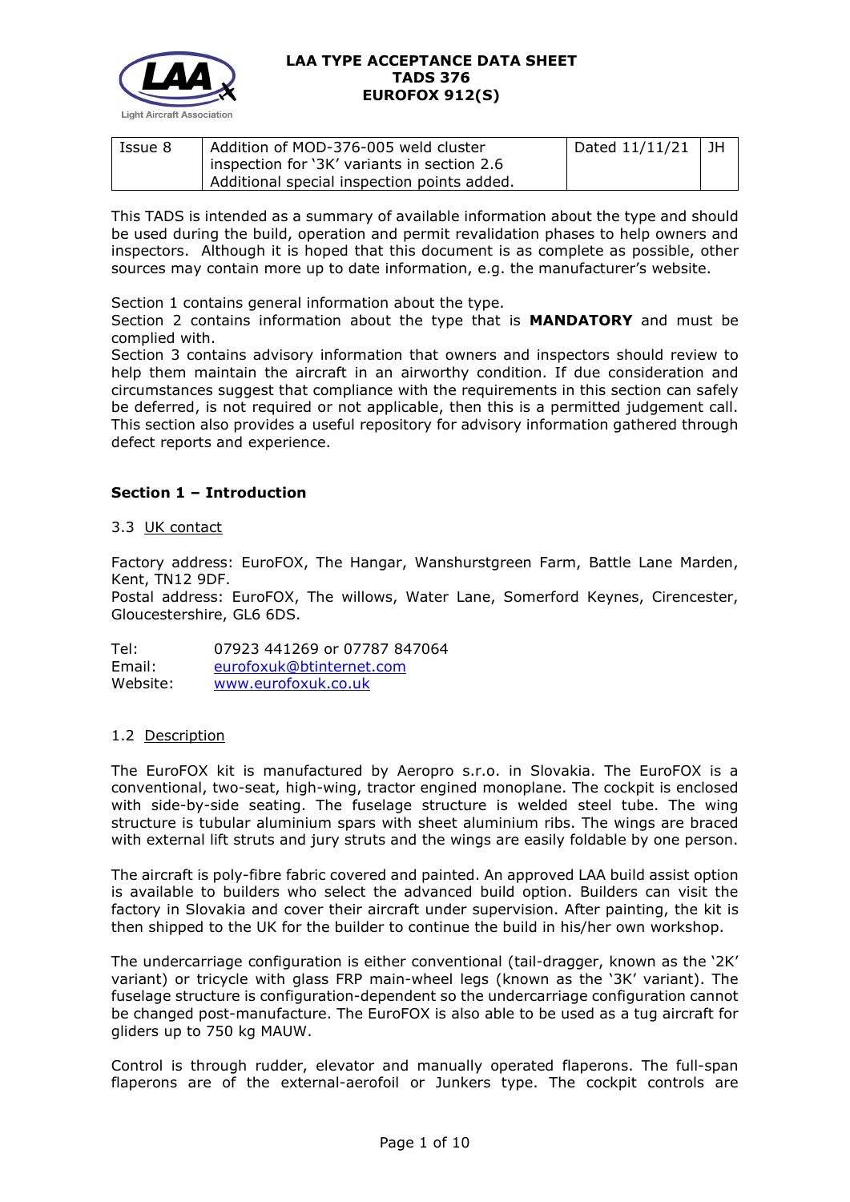# LAA TYPE ACCEPTANCE DATA SHEET
# TADS 376
# EUROFOX 912(S)

| Issue 8 | Addition of MOD-376-005 weld cluster inspection for '3K' variants in section 2.6 Additional special inspection points added. | Dated 11/11/21 | JH |
|---|---|---|---|

This TADS is intended as a summary of available information about the type and should be used during the build, operation and permit revalidation phases to help owners and inspectors. Although it is hoped that this document is as complete as possible, other sources may contain more up to date information, e.g. the manufacturer's website.

Section 1 contains general information about the type.
Section 2 contains information about the type that is **MANDATORY** and must be complied with.
Section 3 contains advisory information that owners and inspectors should review to help them maintain the aircraft in an airworthy condition. If due consideration and circumstances suggest that compliance with the requirements in this section can safely be deferred, is not required or not applicable, then this is a permitted judgement call. This section also provides a useful repository for advisory information gathered through defect reports and experience.

## Section 1 – Introduction

### 3.3 UK contact

Factory address: EuroFOX, The Hangar, Wanshurstgreen Farm, Battle Lane Marden, Kent, TN12 9DF.
Postal address: EuroFOX, The willows, Water Lane, Somerford Keynes, Cirencester, Gloucestershire, GL6 6DS.

Tel: 07923 441269 or 07787 847064
Email: eurofoxuk@btinternet.com
Website: www.eurofoxuk.co.uk

### 1.2 Description

The EuroFOX kit is manufactured by Aeropro s.r.o. in Slovakia. The EuroFOX is a conventional, two-seat, high-wing, tractor engined monoplane. The cockpit is enclosed with side-by-side seating. The fuselage structure is welded steel tube. The wing structure is tubular aluminium spars with sheet aluminium ribs. The wings are braced with external lift struts and jury struts and the wings are easily foldable by one person.

The aircraft is poly-fibre fabric covered and painted. An approved LAA build assist option is available to builders who select the advanced build option. Builders can visit the factory in Slovakia and cover their aircraft under supervision. After painting, the kit is then shipped to the UK for the builder to continue the build in his/her own workshop.

The undercarriage configuration is either conventional (tail-dragger, known as the '2K' variant) or tricycle with glass FRP main-wheel legs (known as the '3K' variant). The fuselage structure is configuration-dependent so the undercarriage configuration cannot be changed post-manufacture. The EuroFOX is also able to be used as a tug aircraft for gliders up to 750 kg MAUW.

Control is through rudder, elevator and manually operated flaperons. The full-span flaperons are of the external-aerofoil or Junkers type. The cockpit controls are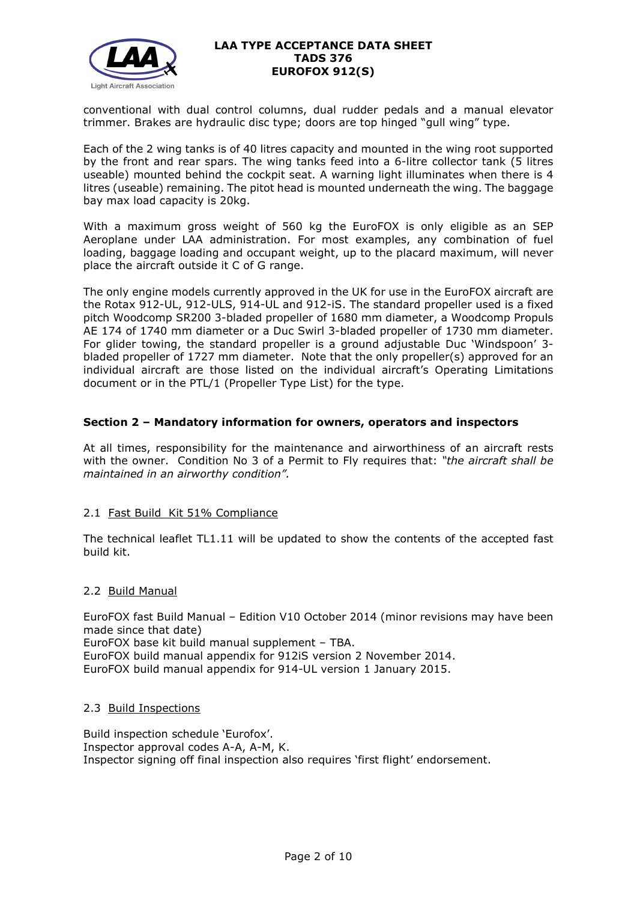conventional with dual control columns, dual rudder pedals and a manual elevator trimmer. Brakes are hydraulic disc type; doors are top hinged "gull wing" type.

Each of the 2 wing tanks is of 40 litres capacity and mounted in the wing root supported by the front and rear spars. The wing tanks feed into a 6-litre collector tank (5 litres useable) mounted behind the cockpit seat. A warning light illuminates when there is 4 litres (useable) remaining. The pitot head is mounted underneath the wing. The baggage bay max load capacity is 20kg.

With a maximum gross weight of 560 kg the EuroFOX is only eligible as an SEP Aeroplane under LAA administration. For most examples, any combination of fuel loading, baggage loading and occupant weight, up to the placard maximum, will never place the aircraft outside it C of G range.

The only engine models currently approved in the UK for use in the EuroFOX aircraft are the Rotax 912-UL, 912-ULS, 914-UL and 912-iS. The standard propeller used is a fixed pitch Woodcomp SR200 3-bladed propeller of 1680 mm diameter, a Woodcomp Propuls AE 174 of 1740 mm diameter or a Duc Swirl 3-bladed propeller of 1730 mm diameter. For glider towing, the standard propeller is a ground adjustable Duc 'Windspoon' 3-bladed propeller of 1727 mm diameter. Note that the only propeller(s) approved for an individual aircraft are those listed on the individual aircraft's Operating Limitations document or in the PTL/1 (Propeller Type List) for the type.

## Section 2 – Mandatory information for owners, operators and inspectors

At all times, responsibility for the maintenance and airworthiness of an aircraft rests with the owner. Condition No 3 of a Permit to Fly requires that: *"the aircraft shall be maintained in an airworthy condition".*

### 2.1 Fast Build Kit 51% Compliance

The technical leaflet TL1.11 will be updated to show the contents of the accepted fast build kit.

### 2.2 Build Manual

EuroFOX fast Build Manual – Edition V10 October 2014 (minor revisions may have been made since that date)
EuroFOX base kit build manual supplement – TBA.
EuroFOX build manual appendix for 912iS version 2 November 2014.
EuroFOX build manual appendix for 914-UL version 1 January 2015.

### 2.3 Build Inspections

Build inspection schedule 'Eurofox'.
Inspector approval codes A-A, A-M, K.
Inspector signing off final inspection also requires 'first flight' endorsement.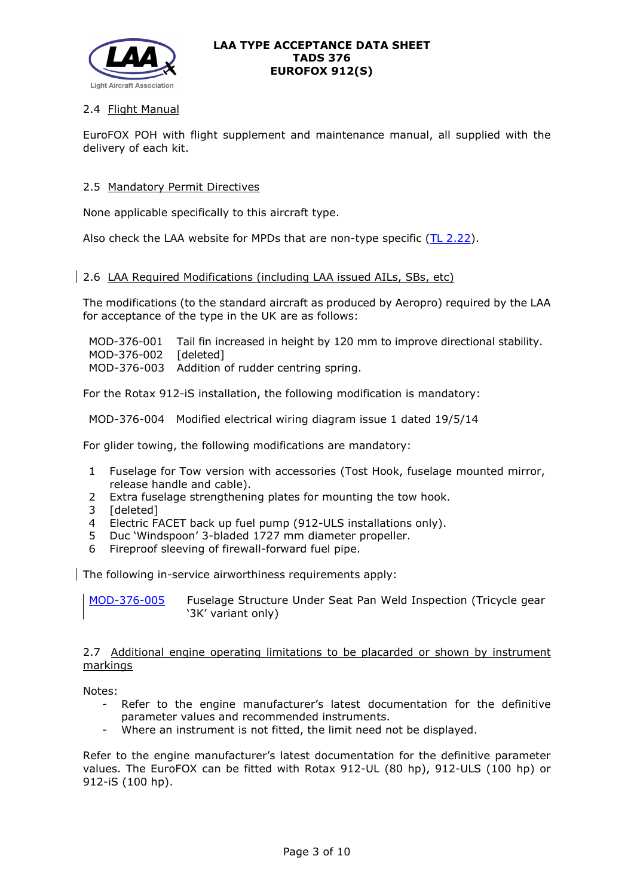### 2.4 Flight Manual

EuroFOX POH with flight supplement and maintenance manual, all supplied with the delivery of each kit.

### 2.5 Mandatory Permit Directives

None applicable specifically to this aircraft type.

Also check the LAA website for MPDs that are non-type specific (TL 2.22).

### 2.6 LAA Required Modifications (including LAA issued AILs, SBs, etc)

The modifications (to the standard aircraft as produced by Aeropro) required by the LAA for acceptance of the type in the UK are as follows:

MOD-376-001 Tail fin increased in height by 120 mm to improve directional stability.
MOD-376-002 [deleted]
MOD-376-003 Addition of rudder centring spring.

For the Rotax 912-iS installation, the following modification is mandatory:

MOD-376-004 Modified electrical wiring diagram issue 1 dated 19/5/14

For glider towing, the following modifications are mandatory:

1. Fuselage for Tow version with accessories (Tost Hook, fuselage mounted mirror, release handle and cable).
2. Extra fuselage strengthening plates for mounting the tow hook.
3. [deleted]
4. Electric FACET back up fuel pump (912-ULS installations only).
5. Duc 'Windspoon' 3-bladed 1727 mm diameter propeller.
6. Fireproof sleeving of firewall-forward fuel pipe.

The following in-service airworthiness requirements apply:

MOD-376-005 Fuselage Structure Under Seat Pan Weld Inspection (Tricycle gear '3K' variant only)

### 2.7 Additional engine operating limitations to be placarded or shown by instrument markings

Notes:

- Refer to the engine manufacturer's latest documentation for the definitive parameter values and recommended instruments.
- Where an instrument is not fitted, the limit need not be displayed.

Refer to the engine manufacturer's latest documentation for the definitive parameter values. The EuroFOX can be fitted with Rotax 912-UL (80 hp), 912-ULS (100 hp) or 912-iS (100 hp).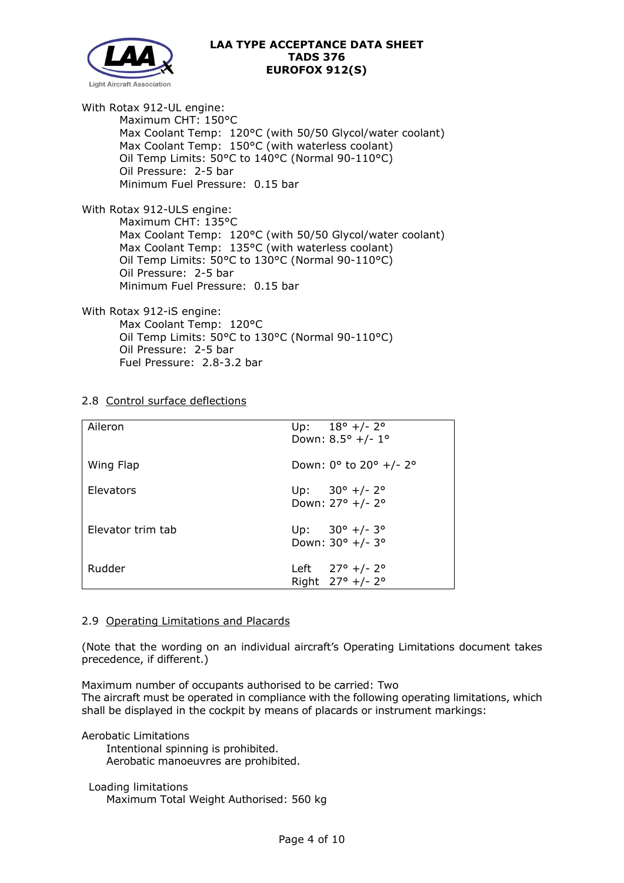With Rotax 912-UL engine:

- Maximum CHT: 150°C
- Max Coolant Temp: 120°C (with 50/50 Glycol/water coolant)
- Max Coolant Temp: 150°C (with waterless coolant)
- Oil Temp Limits: 50°C to 140°C (Normal 90-110°C)
- Oil Pressure: 2-5 bar
- Minimum Fuel Pressure: 0.15 bar

With Rotax 912-ULS engine:

- Maximum CHT: 135°C
- Max Coolant Temp: 120°C (with 50/50 Glycol/water coolant)
- Max Coolant Temp: 135°C (with waterless coolant)
- Oil Temp Limits: 50°C to 130°C (Normal 90-110°C)
- Oil Pressure: 2-5 bar
- Minimum Fuel Pressure: 0.15 bar

With Rotax 912-iS engine:

- Max Coolant Temp: 120°C
- Oil Temp Limits: 50°C to 130°C (Normal 90-110°C)
- Oil Pressure: 2-5 bar
- Fuel Pressure: 2.8-3.2 bar

## 2.8 Control surface deflections

| | |
|---|---|
| Aileron | Up: 18° +/- 2°<br>Down: 8.5° +/- 1° |
| Wing Flap | Down: 0° to 20° +/- 2° |
| Elevators | Up: 30° +/- 2°<br>Down: 27° +/- 2° |
| Elevator trim tab | Up: 30° +/- 3°<br>Down: 30° +/- 3° |
| Rudder | Left 27° +/- 2°<br>Right 27° +/- 2° |

## 2.9 Operating Limitations and Placards

(Note that the wording on an individual aircraft's Operating Limitations document takes precedence, if different.)

Maximum number of occupants authorised to be carried: Two
The aircraft must be operated in compliance with the following operating limitations, which shall be displayed in the cockpit by means of placards or instrument markings:

Aerobatic Limitations

- Intentional spinning is prohibited.
- Aerobatic manoeuvres are prohibited.

Loading limitations

- Maximum Total Weight Authorised: 560 kg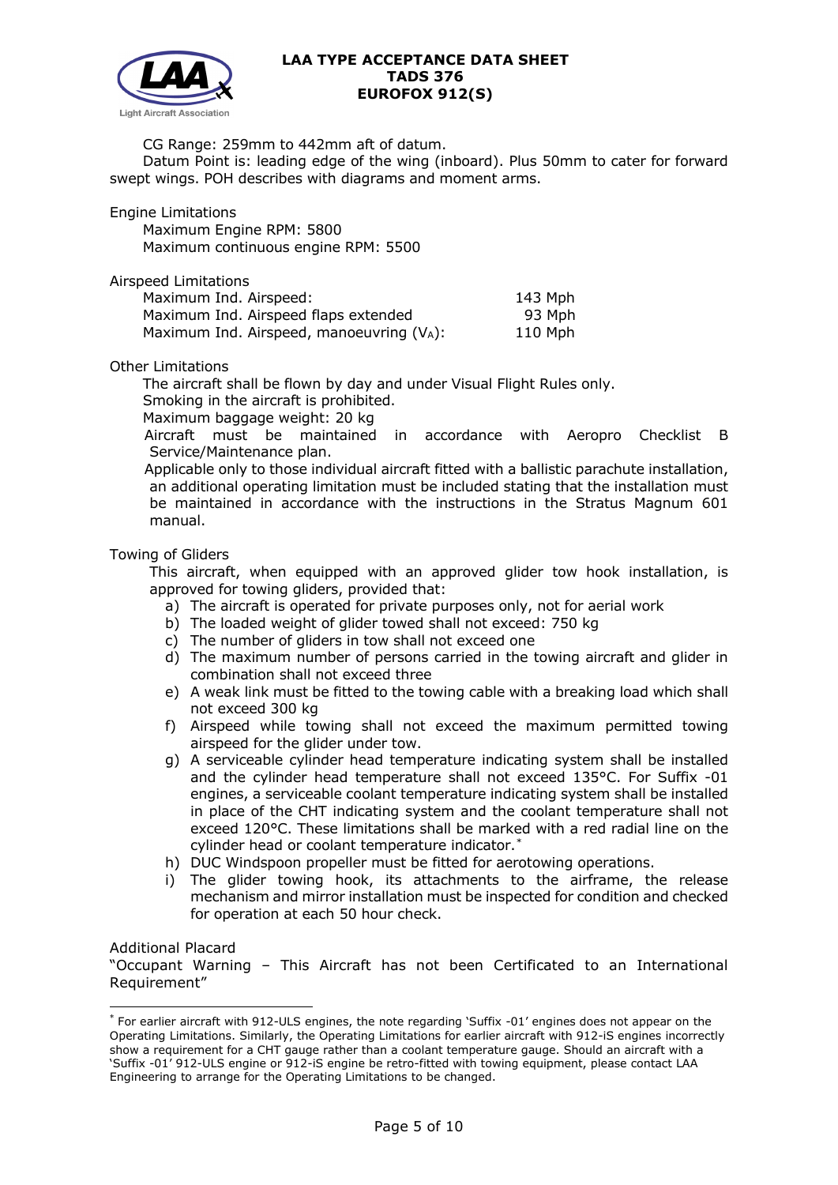CG Range: 259mm to 442mm aft of datum.

Datum Point is: leading edge of the wing (inboard). Plus 50mm to cater for forward swept wings. POH describes with diagrams and moment arms.

Engine Limitations

Maximum Engine RPM: 5800

Maximum continuous engine RPM: 5500

Airspeed Limitations

| | |
|---|---|
| Maximum Ind. Airspeed: | 143 Mph |
| Maximum Ind. Airspeed flaps extended | 93 Mph |
| Maximum Ind. Airspeed, manoeuvring ($V_A$): | 110 Mph |

Other Limitations

The aircraft shall be flown by day and under Visual Flight Rules only.

Smoking in the aircraft is prohibited.

Maximum baggage weight: 20 kg

Aircraft must be maintained in accordance with Aeropro Checklist B Service/Maintenance plan.

Applicable only to those individual aircraft fitted with a ballistic parachute installation, an additional operating limitation must be included stating that the installation must be maintained in accordance with the instructions in the Stratus Magnum 601 manual.

Towing of Gliders

This aircraft, when equipped with an approved glider tow hook installation, is approved for towing gliders, provided that:

a) The aircraft is operated for private purposes only, not for aerial work
b) The loaded weight of glider towed shall not exceed: 750 kg
c) The number of gliders in tow shall not exceed one
d) The maximum number of persons carried in the towing aircraft and glider in combination shall not exceed three
e) A weak link must be fitted to the towing cable with a breaking load which shall not exceed 300 kg
f) Airspeed while towing shall not exceed the maximum permitted towing airspeed for the glider under tow.
g) A serviceable cylinder head temperature indicating system shall be installed and the cylinder head temperature shall not exceed 135°C. For Suffix -01 engines, a serviceable coolant temperature indicating system shall be installed in place of the CHT indicating system and the coolant temperature shall not exceed 120°C. These limitations shall be marked with a red radial line on the cylinder head or coolant temperature indicator.[*]
h) DUC Windspoon propeller must be fitted for aerotowing operations.
i) The glider towing hook, its attachments to the airframe, the release mechanism and mirror installation must be inspected for condition and checked for operation at each 50 hour check.

Additional Placard

"Occupant Warning – This Aircraft has not been Certificated to an International Requirement"

---

[*] For earlier aircraft with 912-ULS engines, the note regarding 'Suffix -01' engines does not appear on the Operating Limitations. Similarly, the Operating Limitations for earlier aircraft with 912-iS engines incorrectly show a requirement for a CHT gauge rather than a coolant temperature gauge. Should an aircraft with a 'Suffix -01' 912-ULS engine or 912-iS engine be retro-fitted with towing equipment, please contact LAA Engineering to arrange for the Operating Limitations to be changed.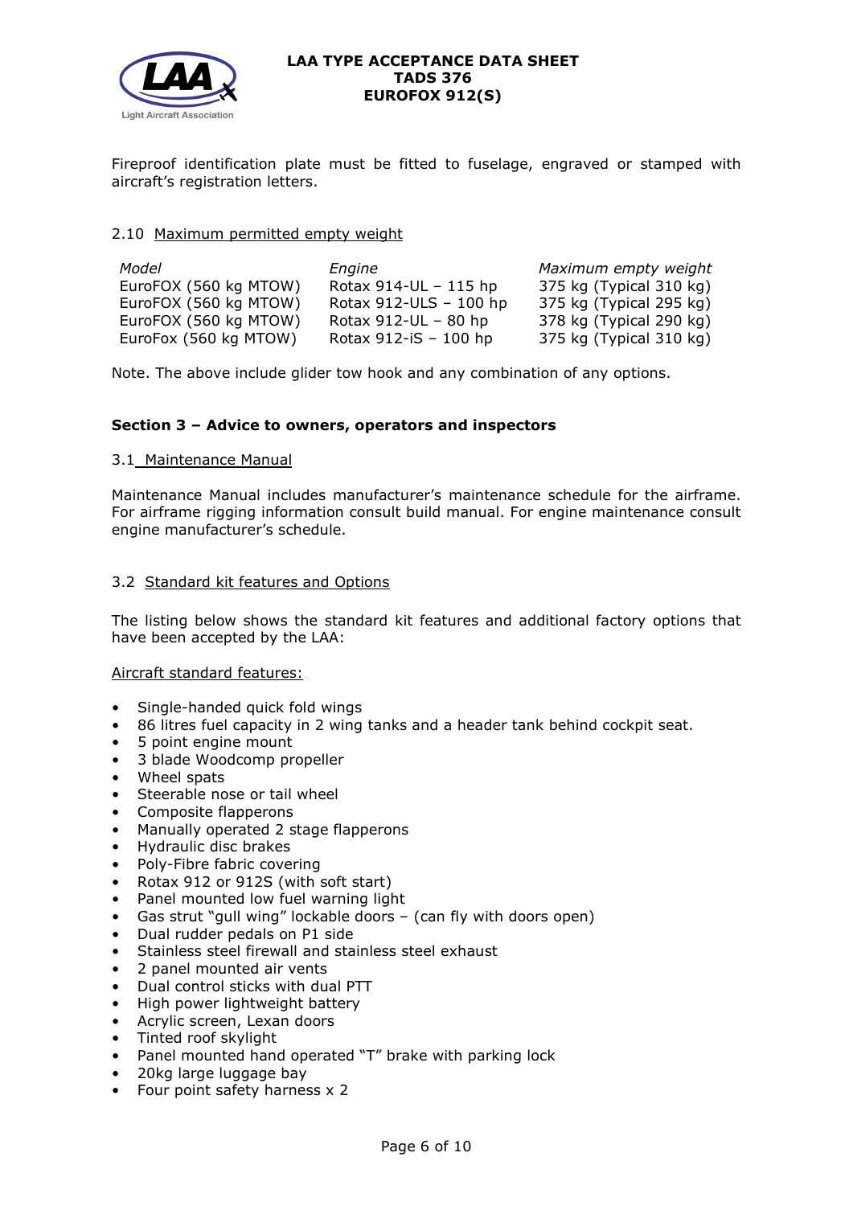Fireproof identification plate must be fitted to fuselage, engraved or stamped with aircraft's registration letters.

2.10 Maximum permitted empty weight

| *Model* | *Engine* | *Maximum empty weight* |
|---|---|---|
| EuroFOX (560 kg MTOW) | Rotax 914-UL – 115 hp | 375 kg (Typical 310 kg) |
| EuroFOX (560 kg MTOW) | Rotax 912-ULS – 100 hp | 375 kg (Typical 295 kg) |
| EuroFOX (560 kg MTOW) | Rotax 912-UL – 80 hp | 378 kg (Typical 290 kg) |
| EuroFox (560 kg MTOW) | Rotax 912-iS – 100 hp | 375 kg (Typical 310 kg) |

Note. The above include glider tow hook and any combination of any options.

## Section 3 – Advice to owners, operators and inspectors

3.1 Maintenance Manual

Maintenance Manual includes manufacturer's maintenance schedule for the airframe. For airframe rigging information consult build manual. For engine maintenance consult engine manufacturer's schedule.

3.2 Standard kit features and Options

The listing below shows the standard kit features and additional factory options that have been accepted by the LAA:

Aircraft standard features:

- Single-handed quick fold wings
- 86 litres fuel capacity in 2 wing tanks and a header tank behind cockpit seat.
- 5 point engine mount
- 3 blade Woodcomp propeller
- Wheel spats
- Steerable nose or tail wheel
- Composite flapperons
- Manually operated 2 stage flapperons
- Hydraulic disc brakes
- Poly-Fibre fabric covering
- Rotax 912 or 912S (with soft start)
- Panel mounted low fuel warning light
- Gas strut "gull wing" lockable doors – (can fly with doors open)
- Dual rudder pedals on P1 side
- Stainless steel firewall and stainless steel exhaust
- 2 panel mounted air vents
- Dual control sticks with dual PTT
- High power lightweight battery
- Acrylic screen, Lexan doors
- Tinted roof skylight
- Panel mounted hand operated "T" brake with parking lock
- 20kg large luggage bay
- Four point safety harness x 2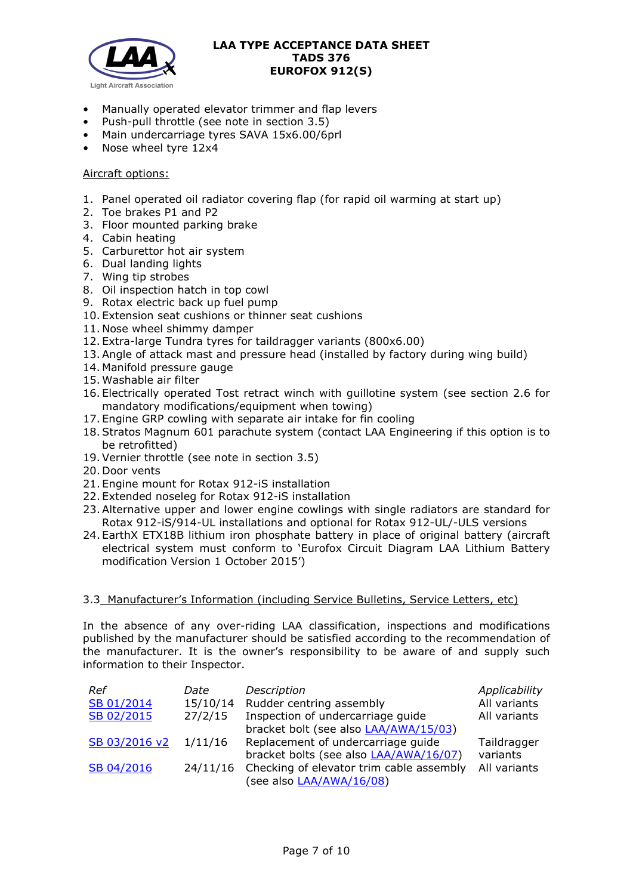- Manually operated elevator trimmer and flap levers
- Push-pull throttle (see note in section 3.5)
- Main undercarriage tyres SAVA 15x6.00/6prl
- Nose wheel tyre 12x4

Aircraft options:

1. Panel operated oil radiator covering flap (for rapid oil warming at start up)
2. Toe brakes P1 and P2
3. Floor mounted parking brake
4. Cabin heating
5. Carburettor hot air system
6. Dual landing lights
7. Wing tip strobes
8. Oil inspection hatch in top cowl
9. Rotax electric back up fuel pump
10. Extension seat cushions or thinner seat cushions
11. Nose wheel shimmy damper
12. Extra-large Tundra tyres for taildragger variants (800x6.00)
13. Angle of attack mast and pressure head (installed by factory during wing build)
14. Manifold pressure gauge
15. Washable air filter
16. Electrically operated Tost retract winch with guillotine system (see section 2.6 for mandatory modifications/equipment when towing)
17. Engine GRP cowling with separate air intake for fin cooling
18. Stratos Magnum 601 parachute system (contact LAA Engineering if this option is to be retrofitted)
19. Vernier throttle (see note in section 3.5)
20. Door vents
21. Engine mount for Rotax 912-iS installation
22. Extended noseleg for Rotax 912-iS installation
23. Alternative upper and lower engine cowlings with single radiators are standard for Rotax 912-iS/914-UL installations and optional for Rotax 912-UL/-ULS versions
24. EarthX ETX18B lithium iron phosphate battery in place of original battery (aircraft electrical system must conform to 'Eurofox Circuit Diagram LAA Lithium Battery modification Version 1 October 2015')

### 3.3 Manufacturer's Information (including Service Bulletins, Service Letters, etc)

In the absence of any over-riding LAA classification, inspections and modifications published by the manufacturer should be satisfied according to the recommendation of the manufacturer. It is the owner's responsibility to be aware of and supply such information to their Inspector.

| *Ref* | *Date* | *Description* | *Applicability* |
|---|---|---|---|
| SB 01/2014 | 15/10/14 | Rudder centring assembly | All variants |
| SB 02/2015 | 27/2/15 | Inspection of undercarriage guide bracket bolt (see also LAA/AWA/15/03) | All variants |
| SB 03/2016 v2 | 1/11/16 | Replacement of undercarriage guide bracket bolts (see also LAA/AWA/16/07) | Taildragger variants |
| SB 04/2016 | 24/11/16 | Checking of elevator trim cable assembly (see also LAA/AWA/16/08) | All variants |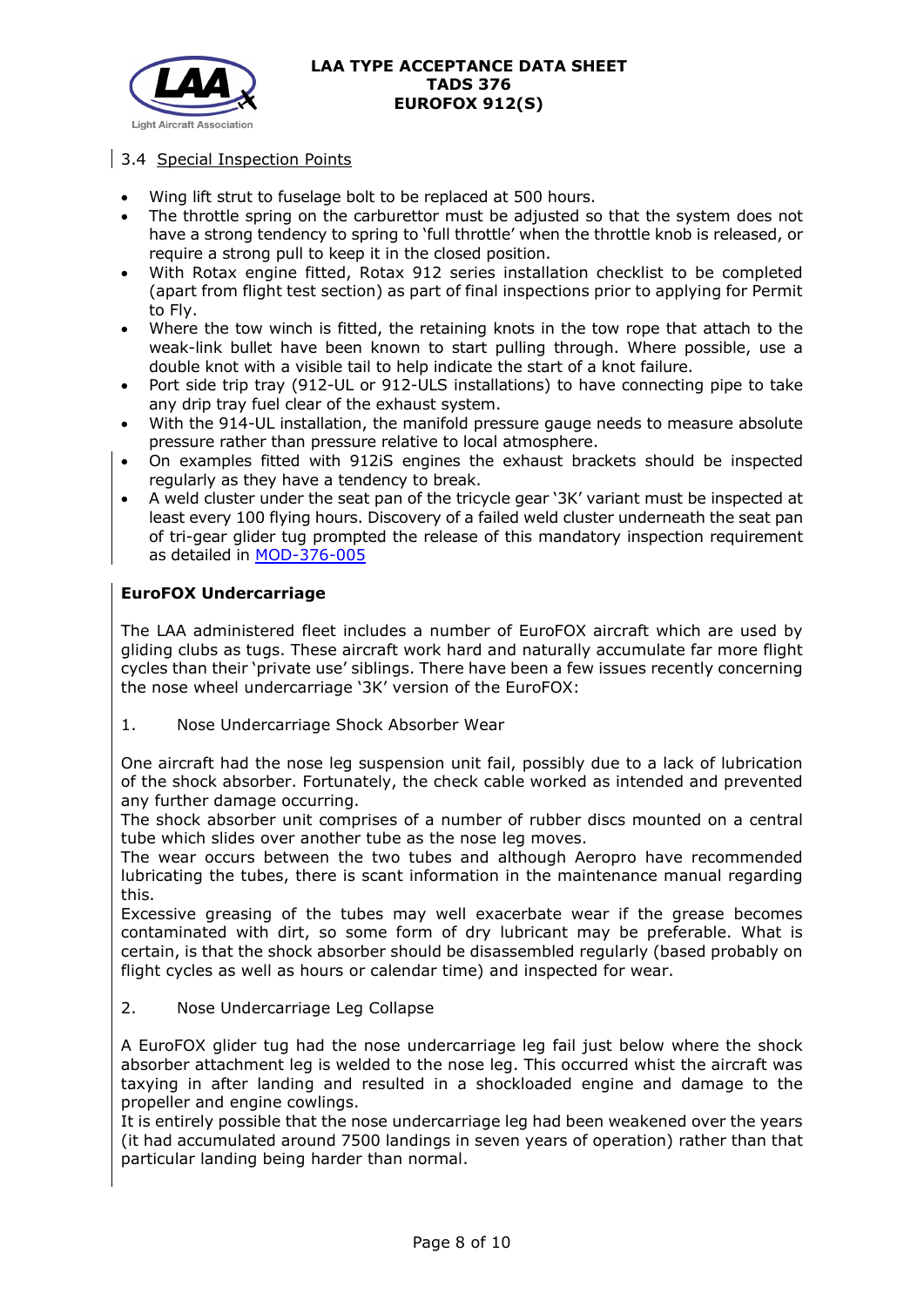### 3.4 Special Inspection Points

- Wing lift strut to fuselage bolt to be replaced at 500 hours.
- The throttle spring on the carburettor must be adjusted so that the system does not have a strong tendency to spring to 'full throttle' when the throttle knob is released, or require a strong pull to keep it in the closed position.
- With Rotax engine fitted, Rotax 912 series installation checklist to be completed (apart from flight test section) as part of final inspections prior to applying for Permit to Fly.
- Where the tow winch is fitted, the retaining knots in the tow rope that attach to the weak-link bullet have been known to start pulling through. Where possible, use a double knot with a visible tail to help indicate the start of a knot failure.
- Port side trip tray (912-UL or 912-ULS installations) to have connecting pipe to take any drip tray fuel clear of the exhaust system.
- With the 914-UL installation, the manifold pressure gauge needs to measure absolute pressure rather than pressure relative to local atmosphere.
- On examples fitted with 912iS engines the exhaust brackets should be inspected regularly as they have a tendency to break.
- A weld cluster under the seat pan of the tricycle gear '3K' variant must be inspected at least every 100 flying hours. Discovery of a failed weld cluster underneath the seat pan of tri-gear glider tug prompted the release of this mandatory inspection requirement as detailed in [MOD-376-005]

**EuroFOX Undercarriage**

The LAA administered fleet includes a number of EuroFOX aircraft which are used by gliding clubs as tugs. These aircraft work hard and naturally accumulate far more flight cycles than their 'private use' siblings. There have been a few issues recently concerning the nose wheel undercarriage '3K' version of the EuroFOX:

1. Nose Undercarriage Shock Absorber Wear

One aircraft had the nose leg suspension unit fail, possibly due to a lack of lubrication of the shock absorber. Fortunately, the check cable worked as intended and prevented any further damage occurring.
The shock absorber unit comprises of a number of rubber discs mounted on a central tube which slides over another tube as the nose leg moves.
The wear occurs between the two tubes and although Aeropro have recommended lubricating the tubes, there is scant information in the maintenance manual regarding this.
Excessive greasing of the tubes may well exacerbate wear if the grease becomes contaminated with dirt, so some form of dry lubricant may be preferable. What is certain, is that the shock absorber should be disassembled regularly (based probably on flight cycles as well as hours or calendar time) and inspected for wear.

2. Nose Undercarriage Leg Collapse

A EuroFOX glider tug had the nose undercarriage leg fail just below where the shock absorber attachment leg is welded to the nose leg. This occurred whist the aircraft was taxying in after landing and resulted in a shockloaded engine and damage to the propeller and engine cowlings.
It is entirely possible that the nose undercarriage leg had been weakened over the years (it had accumulated around 7500 landings in seven years of operation) rather than that particular landing being harder than normal.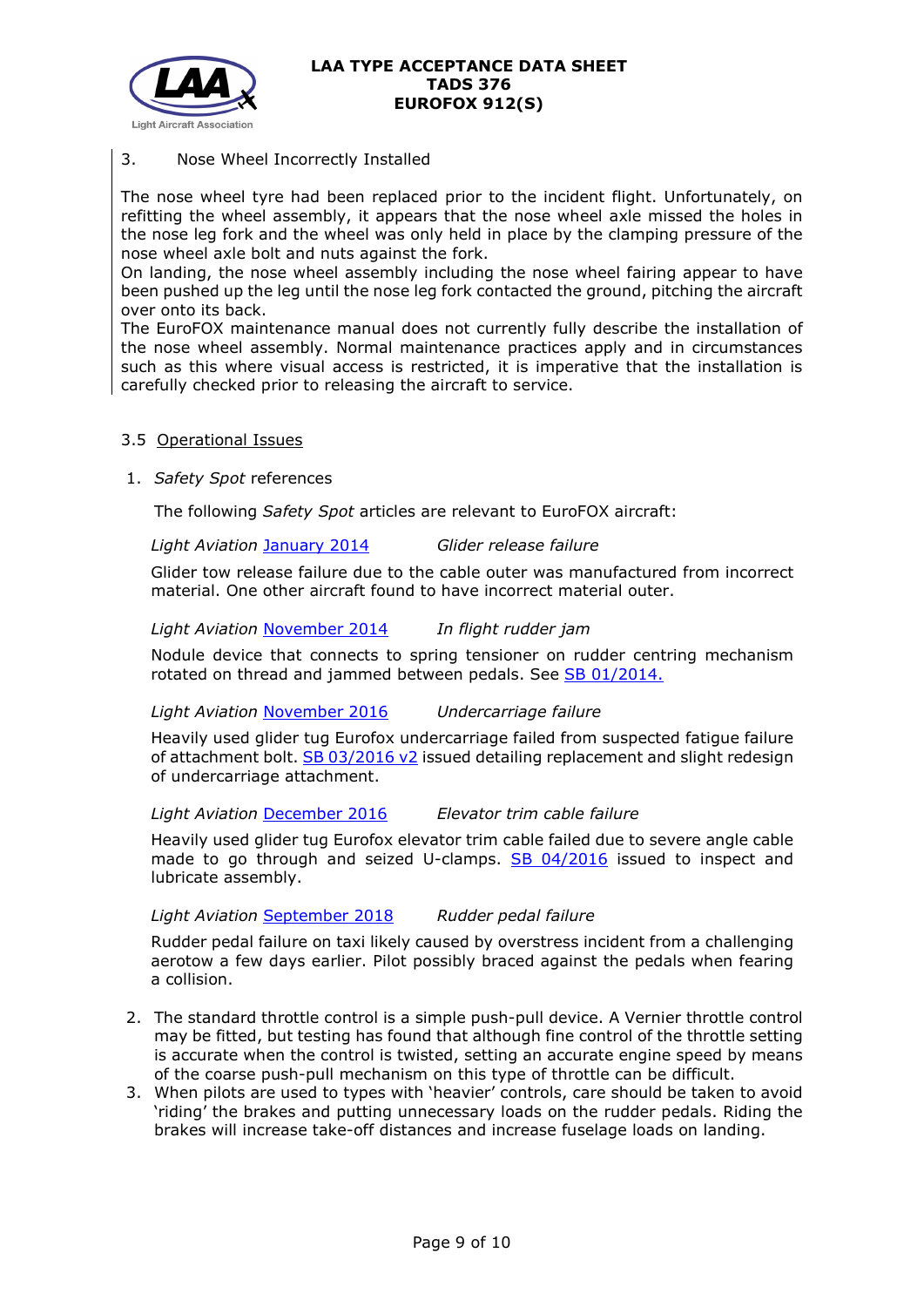3. Nose Wheel Incorrectly Installed

The nose wheel tyre had been replaced prior to the incident flight. Unfortunately, on refitting the wheel assembly, it appears that the nose wheel axle missed the holes in the nose leg fork and the wheel was only held in place by the clamping pressure of the nose wheel axle bolt and nuts against the fork.
On landing, the nose wheel assembly including the nose wheel fairing appear to have been pushed up the leg until the nose leg fork contacted the ground, pitching the aircraft over onto its back.
The EuroFOX maintenance manual does not currently fully describe the installation of the nose wheel assembly. Normal maintenance practices apply and in circumstances such as this where visual access is restricted, it is imperative that the installation is carefully checked prior to releasing the aircraft to service.

### 3.5 Operational Issues

1. *Safety Spot* references

   The following *Safety Spot* articles are relevant to EuroFOX aircraft:

   *Light Aviation* January 2014 &nbsp;&nbsp;&nbsp;&nbsp; *Glider release failure*

   Glider tow release failure due to the cable outer was manufactured from incorrect material. One other aircraft found to have incorrect material outer.

   *Light Aviation* November 2014 &nbsp;&nbsp;&nbsp;&nbsp; *In flight rudder jam*

   Nodule device that connects to spring tensioner on rudder centring mechanism rotated on thread and jammed between pedals. See SB 01/2014.

   *Light Aviation* November 2016 &nbsp;&nbsp;&nbsp;&nbsp; *Undercarriage failure*

   Heavily used glider tug Eurofox undercarriage failed from suspected fatigue failure of attachment bolt. SB 03/2016 v2 issued detailing replacement and slight redesign of undercarriage attachment.

   *Light Aviation* December 2016 &nbsp;&nbsp;&nbsp;&nbsp; *Elevator trim cable failure*

   Heavily used glider tug Eurofox elevator trim cable failed due to severe angle cable made to go through and seized U-clamps. SB 04/2016 issued to inspect and lubricate assembly.

   *Light Aviation* September 2018 &nbsp;&nbsp;&nbsp;&nbsp; *Rudder pedal failure*

   Rudder pedal failure on taxi likely caused by overstress incident from a challenging aerotow a few days earlier. Pilot possibly braced against the pedals when fearing a collision.

2. The standard throttle control is a simple push-pull device. A Vernier throttle control may be fitted, but testing has found that although fine control of the throttle setting is accurate when the control is twisted, setting an accurate engine speed by means of the coarse push-pull mechanism on this type of throttle can be difficult.
3. When pilots are used to types with 'heavier' controls, care should be taken to avoid 'riding' the brakes and putting unnecessary loads on the rudder pedals. Riding the brakes will increase take-off distances and increase fuselage loads on landing.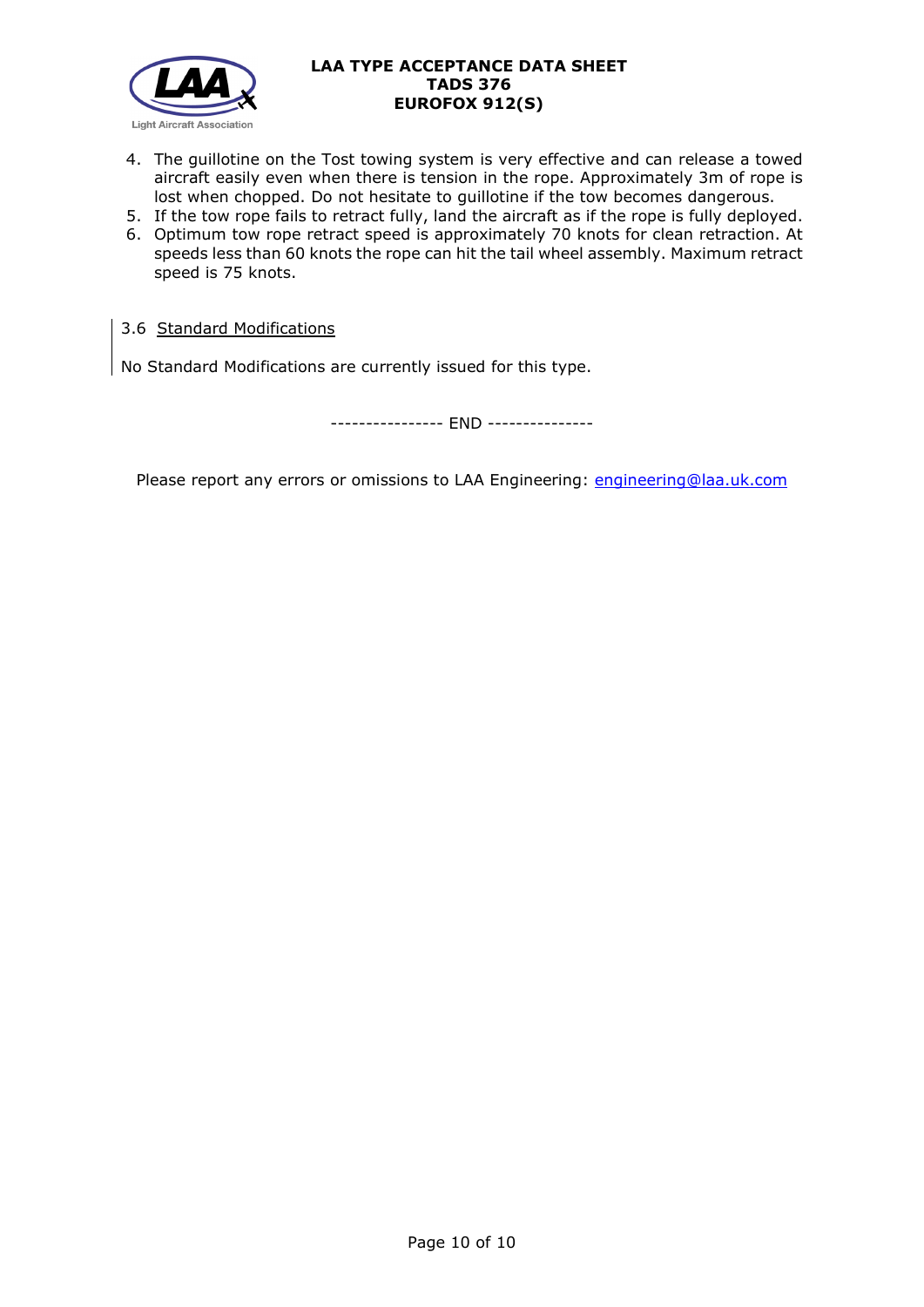4. The guillotine on the Tost towing system is very effective and can release a towed aircraft easily even when there is tension in the rope. Approximately 3m of rope is lost when chopped. Do not hesitate to guillotine if the tow becomes dangerous.
5. If the tow rope fails to retract fully, land the aircraft as if the rope is fully deployed.
6. Optimum tow rope retract speed is approximately 70 knots for clean retraction. At speeds less than 60 knots the rope can hit the tail wheel assembly. Maximum retract speed is 75 knots.

### 3.6 Standard Modifications

No Standard Modifications are currently issued for this type.

---------------- END ---------------

Please report any errors or omissions to LAA Engineering: engineering@laa.uk.com